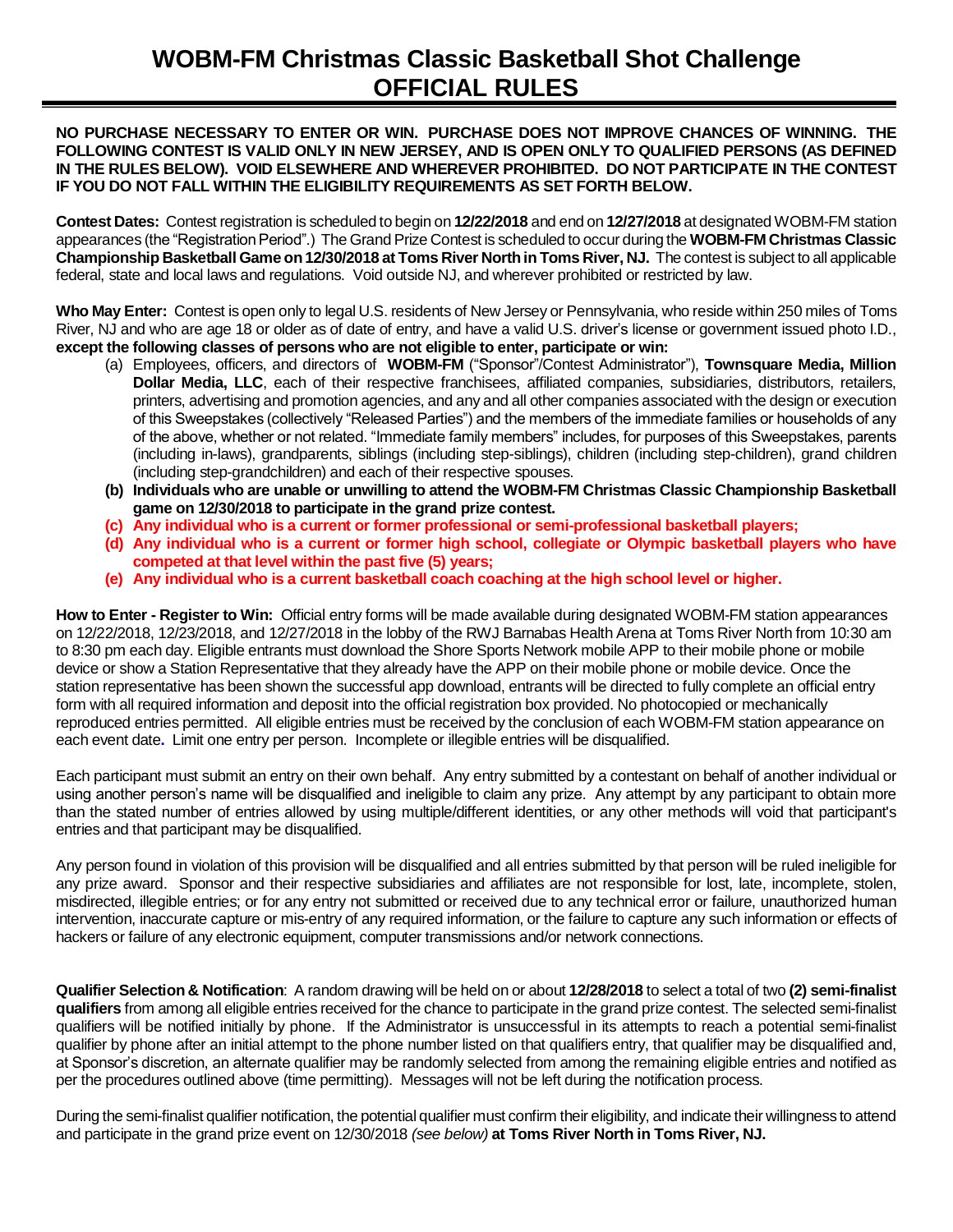# WOBM-FM Christmas Classic Basketball Shot Challenge
# OFFICIAL RULES

**NO PURCHASE NECESSARY TO ENTER OR WIN. PURCHASE DOES NOT IMPROVE CHANCES OF WINNING. THE FOLLOWING CONTEST IS VALID ONLY IN NEW JERSEY, AND IS OPEN ONLY TO QUALIFIED PERSONS (AS DEFINED IN THE RULES BELOW). VOID ELSEWHERE AND WHEREVER PROHIBITED. DO NOT PARTICIPATE IN THE CONTEST IF YOU DO NOT FALL WITHIN THE ELIGIBILITY REQUIREMENTS AS SET FORTH BELOW.**

**Contest Dates:** Contest registration is scheduled to begin on **12/22/2018** and end on **12/27/2018** at designated WOBM-FM station appearances (the "Registration Period".) The Grand Prize Contest is scheduled to occur during the **WOBM-FM Christmas Classic Championship Basketball Game on 12/30/2018 at Toms River North in Toms River, NJ.** The contest is subject to all applicable federal, state and local laws and regulations. Void outside NJ, and wherever prohibited or restricted by law.

**Who May Enter:** Contest is open only to legal U.S. residents of New Jersey or Pennsylvania, who reside within 250 miles of Toms River, NJ and who are age 18 or older as of date of entry, and have a valid U.S. driver's license or government issued photo I.D., **except the following classes of persons who are not eligible to enter, participate or win:**

(a) Employees, officers, and directors of **WOBM-FM** ("Sponsor"/Contest Administrator"), **Townsquare Media, Million Dollar Media, LLC**, each of their respective franchisees, affiliated companies, subsidiaries, distributors, retailers, printers, advertising and promotion agencies, and any and all other companies associated with the design or execution of this Sweepstakes (collectively "Released Parties") and the members of the immediate families or households of any of the above, whether or not related. "Immediate family members" includes, for purposes of this Sweepstakes, parents (including in-laws), grandparents, siblings (including step-siblings), children (including step-children), grand children (including step-grandchildren) and each of their respective spouses.

**(b) Individuals who are unable or unwilling to attend the WOBM-FM Christmas Classic Championship Basketball game on 12/30/2018 to participate in the grand prize contest.**

**(c) Any individual who is a current or former professional or semi-professional basketball players;**

**(d) Any individual who is a current or former high school, collegiate or Olympic basketball players who have competed at that level within the past five (5) years;**

**(e) Any individual who is a current basketball coach coaching at the high school level or higher.**

**How to Enter - Register to Win:** Official entry forms will be made available during designated WOBM-FM station appearances on 12/22/2018, 12/23/2018, and 12/27/2018 in the lobby of the RWJ Barnabas Health Arena at Toms River North from 10:30 am to 8:30 pm each day. Eligible entrants must download the Shore Sports Network mobile APP to their mobile phone or mobile device or show a Station Representative that they already have the APP on their mobile phone or mobile device. Once the station representative has been shown the successful app download, entrants will be directed to fully complete an official entry form with all required information and deposit into the official registration box provided. No photocopied or mechanically reproduced entries permitted. All eligible entries must be received by the conclusion of each WOBM-FM station appearance on each event date. Limit one entry per person. Incomplete or illegible entries will be disqualified.

Each participant must submit an entry on their own behalf. Any entry submitted by a contestant on behalf of another individual or using another person's name will be disqualified and ineligible to claim any prize. Any attempt by any participant to obtain more than the stated number of entries allowed by using multiple/different identities, or any other methods will void that participant's entries and that participant may be disqualified.

Any person found in violation of this provision will be disqualified and all entries submitted by that person will be ruled ineligible for any prize award. Sponsor and their respective subsidiaries and affiliates are not responsible for lost, late, incomplete, stolen, misdirected, illegible entries; or for any entry not submitted or received due to any technical error or failure, unauthorized human intervention, inaccurate capture or mis-entry of any required information, or the failure to capture any such information or effects of hackers or failure of any electronic equipment, computer transmissions and/or network connections.

**Qualifier Selection & Notification**: A random drawing will be held on or about **12/28/2018** to select a total of two **(2) semi-finalist qualifiers** from among all eligible entries received for the chance to participate in the grand prize contest. The selected semi-finalist qualifiers will be notified initially by phone. If the Administrator is unsuccessful in its attempts to reach a potential semi-finalist qualifier by phone after an initial attempt to the phone number listed on that qualifiers entry, that qualifier may be disqualified and, at Sponsor's discretion, an alternate qualifier may be randomly selected from among the remaining eligible entries and notified as per the procedures outlined above (time permitting). Messages will not be left during the notification process.

During the semi-finalist qualifier notification, the potential qualifier must confirm their eligibility, and indicate their willingness to attend and participate in the grand prize event on 12/30/2018 *(see below)* **at Toms River North in Toms River, NJ.**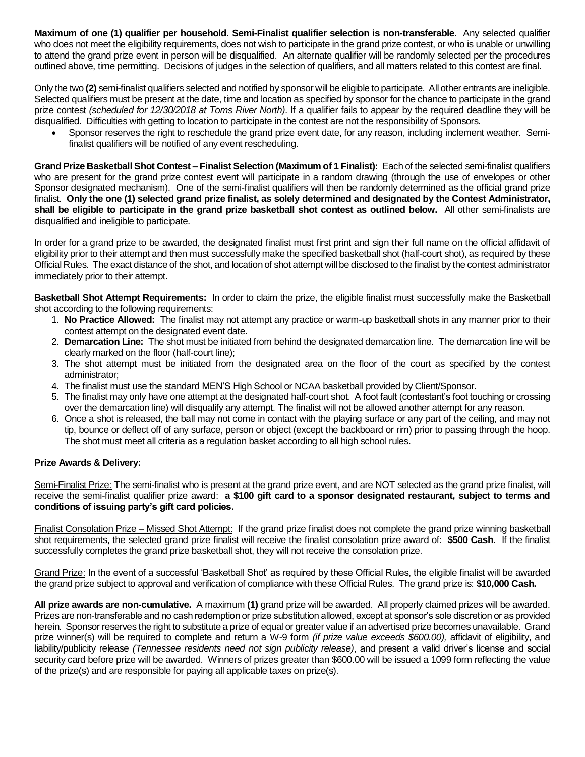**Maximum of one (1) qualifier per household. Semi-Finalist qualifier selection is non-transferable.** Any selected qualifier who does not meet the eligibility requirements, does not wish to participate in the grand prize contest, or who is unable or unwilling to attend the grand prize event in person will be disqualified. An alternate qualifier will be randomly selected per the procedures outlined above, time permitting. Decisions of judges in the selection of qualifiers, and all matters related to this contest are final.

Only the two **(2)** semi-finalist qualifiers selected and notified by sponsor will be eligible to participate. All other entrants are ineligible. Selected qualifiers must be present at the date, time and location as specified by sponsor for the chance to participate in the grand prize contest *(scheduled for 12/30/2018 at Toms River North)*. If a qualifier fails to appear by the required deadline they will be disqualified. Difficulties with getting to location to participate in the contest are not the responsibility of Sponsors.

- Sponsor reserves the right to reschedule the grand prize event date, for any reason, including inclement weather. Semi-finalist qualifiers will be notified of any event rescheduling.

**Grand Prize Basketball Shot Contest – Finalist Selection (Maximum of 1 Finalist):** Each of the selected semi-finalist qualifiers who are present for the grand prize contest event will participate in a random drawing (through the use of envelopes or other Sponsor designated mechanism). One of the semi-finalist qualifiers will then be randomly determined as the official grand prize finalist. **Only the one (1) selected grand prize finalist, as solely determined and designated by the Contest Administrator, shall be eligible to participate in the grand prize basketball shot contest as outlined below.** All other semi-finalists are disqualified and ineligible to participate.

In order for a grand prize to be awarded, the designated finalist must first print and sign their full name on the official affidavit of eligibility prior to their attempt and then must successfully make the specified basketball shot (half-court shot), as required by these Official Rules. The exact distance of the shot, and location of shot attempt will be disclosed to the finalist by the contest administrator immediately prior to their attempt.

**Basketball Shot Attempt Requirements:** In order to claim the prize, the eligible finalist must successfully make the Basketball shot according to the following requirements:

1. **No Practice Allowed:** The finalist may not attempt any practice or warm-up basketball shots in any manner prior to their contest attempt on the designated event date.
2. **Demarcation Line:** The shot must be initiated from behind the designated demarcation line. The demarcation line will be clearly marked on the floor (half-court line);
3. The shot attempt must be initiated from the designated area on the floor of the court as specified by the contest administrator;
4. The finalist must use the standard MEN'S High School or NCAA basketball provided by Client/Sponsor.
5. The finalist may only have one attempt at the designated half-court shot. A foot fault (contestant's foot touching or crossing over the demarcation line) will disqualify any attempt. The finalist will not be allowed another attempt for any reason.
6. Once a shot is released, the ball may not come in contact with the playing surface or any part of the ceiling, and may not tip, bounce or deflect off of any surface, person or object (except the backboard or rim) prior to passing through the hoop. The shot must meet all criteria as a regulation basket according to all high school rules.

**Prize Awards & Delivery:**

Semi-Finalist Prize: The semi-finalist who is present at the grand prize event, and are NOT selected as the grand prize finalist, will receive the semi-finalist qualifier prize award: **a $100 gift card to a sponsor designated restaurant, subject to terms and conditions of issuing party's gift card policies.**

Finalist Consolation Prize – Missed Shot Attempt: If the grand prize finalist does not complete the grand prize winning basketball shot requirements, the selected grand prize finalist will receive the finalist consolation prize award of: **$500 Cash.** If the finalist successfully completes the grand prize basketball shot, they will not receive the consolation prize.

Grand Prize: In the event of a successful 'Basketball Shot' as required by these Official Rules, the eligible finalist will be awarded the grand prize subject to approval and verification of compliance with these Official Rules. The grand prize is: **$10,000 Cash.**

**All prize awards are non-cumulative.** A maximum **(1)** grand prize will be awarded. All properly claimed prizes will be awarded. Prizes are non-transferable and no cash redemption or prize substitution allowed, except at sponsor's sole discretion or as provided herein. Sponsor reserves the right to substitute a prize of equal or greater value if an advertised prize becomes unavailable. Grand prize winner(s) will be required to complete and return a W-9 form *(if prize value exceeds $600.00),* affidavit of eligibility, and liability/publicity release *(Tennessee residents need not sign publicity release)*, and present a valid driver's license and social security card before prize will be awarded. Winners of prizes greater than $600.00 will be issued a 1099 form reflecting the value of the prize(s) and are responsible for paying all applicable taxes on prize(s).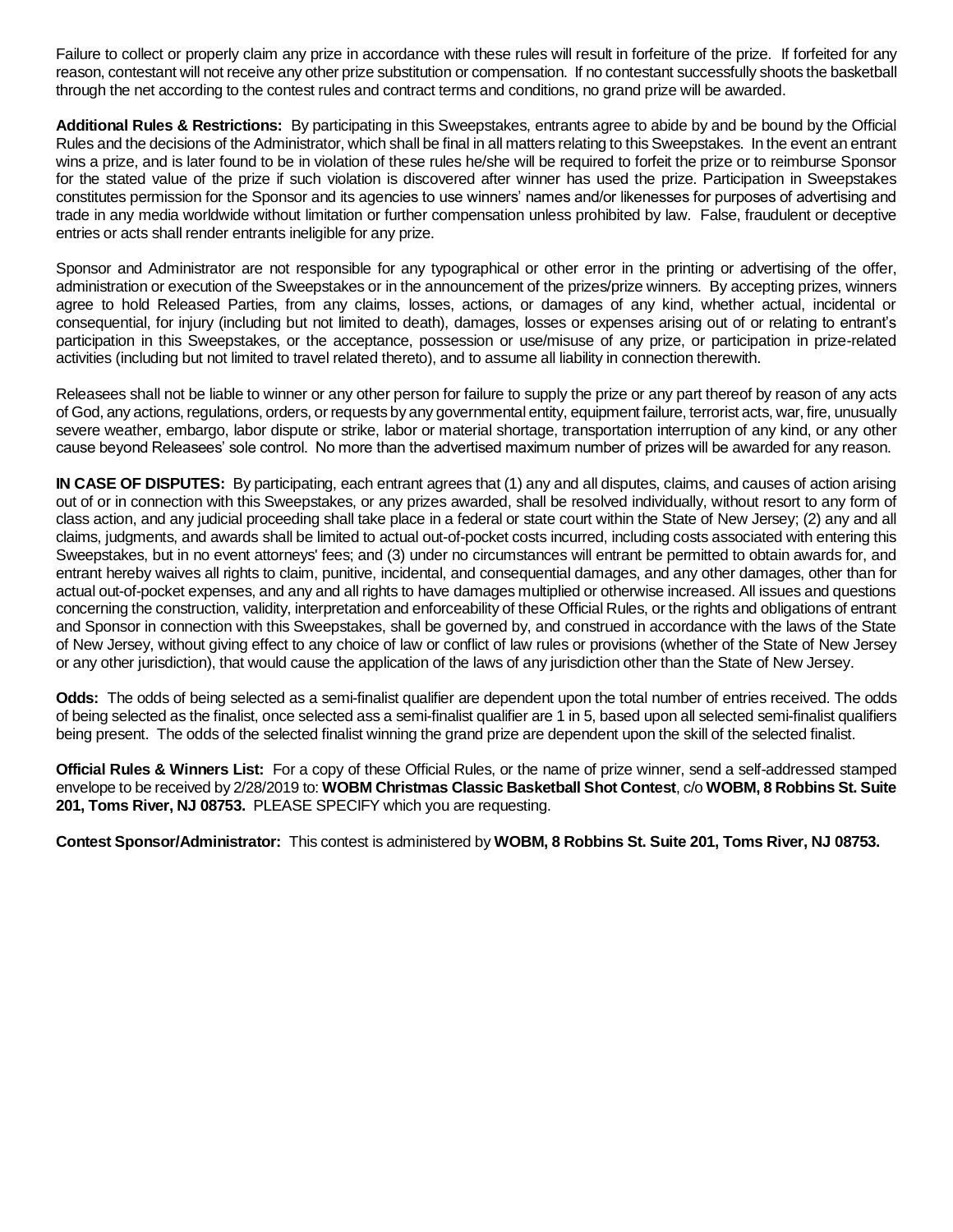Failure to collect or properly claim any prize in accordance with these rules will result in forfeiture of the prize. If forfeited for any reason, contestant will not receive any other prize substitution or compensation. If no contestant successfully shoots the basketball through the net according to the contest rules and contract terms and conditions, no grand prize will be awarded.

**Additional Rules & Restrictions:** By participating in this Sweepstakes, entrants agree to abide by and be bound by the Official Rules and the decisions of the Administrator, which shall be final in all matters relating to this Sweepstakes. In the event an entrant wins a prize, and is later found to be in violation of these rules he/she will be required to forfeit the prize or to reimburse Sponsor for the stated value of the prize if such violation is discovered after winner has used the prize. Participation in Sweepstakes constitutes permission for the Sponsor and its agencies to use winners' names and/or likenesses for purposes of advertising and trade in any media worldwide without limitation or further compensation unless prohibited by law. False, fraudulent or deceptive entries or acts shall render entrants ineligible for any prize.

Sponsor and Administrator are not responsible for any typographical or other error in the printing or advertising of the offer, administration or execution of the Sweepstakes or in the announcement of the prizes/prize winners. By accepting prizes, winners agree to hold Released Parties, from any claims, losses, actions, or damages of any kind, whether actual, incidental or consequential, for injury (including but not limited to death), damages, losses or expenses arising out of or relating to entrant's participation in this Sweepstakes, or the acceptance, possession or use/misuse of any prize, or participation in prize-related activities (including but not limited to travel related thereto), and to assume all liability in connection therewith.

Releasees shall not be liable to winner or any other person for failure to supply the prize or any part thereof by reason of any acts of God, any actions, regulations, orders, or requests by any governmental entity, equipment failure, terrorist acts, war, fire, unusually severe weather, embargo, labor dispute or strike, labor or material shortage, transportation interruption of any kind, or any other cause beyond Releasees' sole control. No more than the advertised maximum number of prizes will be awarded for any reason.

**IN CASE OF DISPUTES:** By participating, each entrant agrees that (1) any and all disputes, claims, and causes of action arising out of or in connection with this Sweepstakes, or any prizes awarded, shall be resolved individually, without resort to any form of class action, and any judicial proceeding shall take place in a federal or state court within the State of New Jersey; (2) any and all claims, judgments, and awards shall be limited to actual out-of-pocket costs incurred, including costs associated with entering this Sweepstakes, but in no event attorneys' fees; and (3) under no circumstances will entrant be permitted to obtain awards for, and entrant hereby waives all rights to claim, punitive, incidental, and consequential damages, and any other damages, other than for actual out-of-pocket expenses, and any and all rights to have damages multiplied or otherwise increased. All issues and questions concerning the construction, validity, interpretation and enforceability of these Official Rules, or the rights and obligations of entrant and Sponsor in connection with this Sweepstakes, shall be governed by, and construed in accordance with the laws of the State of New Jersey, without giving effect to any choice of law or conflict of law rules or provisions (whether of the State of New Jersey or any other jurisdiction), that would cause the application of the laws of any jurisdiction other than the State of New Jersey.

**Odds:** The odds of being selected as a semi-finalist qualifier are dependent upon the total number of entries received. The odds of being selected as the finalist, once selected ass a semi-finalist qualifier are 1 in 5, based upon all selected semi-finalist qualifiers being present. The odds of the selected finalist winning the grand prize are dependent upon the skill of the selected finalist.

**Official Rules & Winners List:** For a copy of these Official Rules, or the name of prize winner, send a self-addressed stamped envelope to be received by 2/28/2019 to: **WOBM Christmas Classic Basketball Shot Contest**, c/o **WOBM, 8 Robbins St. Suite 201, Toms River, NJ 08753.** PLEASE SPECIFY which you are requesting.

**Contest Sponsor/Administrator:** This contest is administered by **WOBM, 8 Robbins St. Suite 201, Toms River, NJ 08753.**